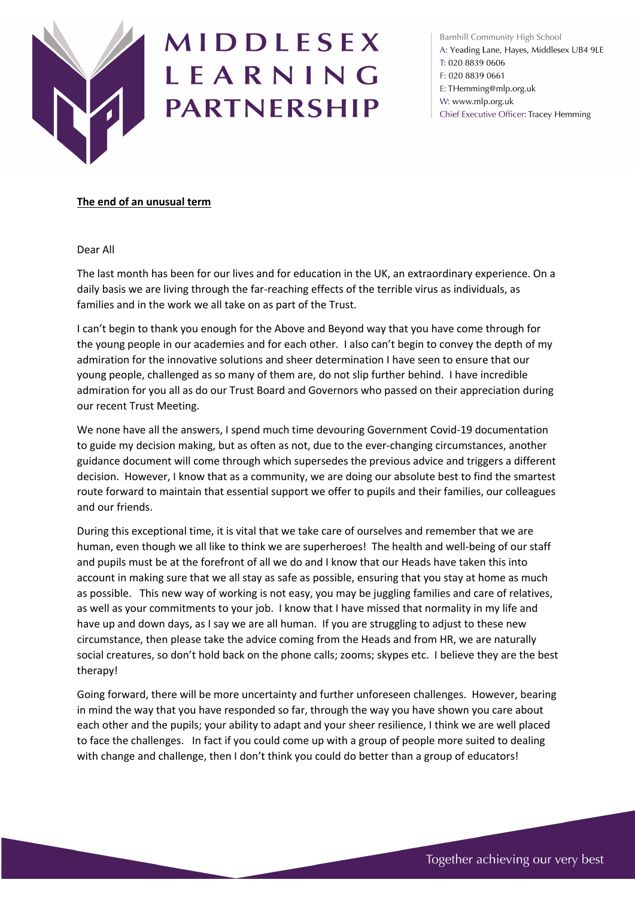MIDDLESEX LEARNING PARTNERSHIP

Barnhill Community High School
A: Yeading Lane, Hayes, Middlesex UB4 9LE
T: 020 8839 0606
F: 020 8839 0661
E: THemming@mlp.org.uk
W: www.mlp.org.uk
Chief Executive Officer: Tracey Hemming

**The end of an unusual term**

Dear All

The last month has been for our lives and for education in the UK, an extraordinary experience. On a daily basis we are living through the far-reaching effects of the terrible virus as individuals, as families and in the work we all take on as part of the Trust.

I can't begin to thank you enough for the Above and Beyond way that you have come through for the young people in our academies and for each other. I also can't begin to convey the depth of my admiration for the innovative solutions and sheer determination I have seen to ensure that our young people, challenged as so many of them are, do not slip further behind. I have incredible admiration for you all as do our Trust Board and Governors who passed on their appreciation during our recent Trust Meeting.

We none have all the answers, I spend much time devouring Government Covid-19 documentation to guide my decision making, but as often as not, due to the ever-changing circumstances, another guidance document will come through which supersedes the previous advice and triggers a different decision. However, I know that as a community, we are doing our absolute best to find the smartest route forward to maintain that essential support we offer to pupils and their families, our colleagues and our friends.

During this exceptional time, it is vital that we take care of ourselves and remember that we are human, even though we all like to think we are superheroes! The health and well-being of our staff and pupils must be at the forefront of all we do and I know that our Heads have taken this into account in making sure that we all stay as safe as possible, ensuring that you stay at home as much as possible. This new way of working is not easy, you may be juggling families and care of relatives, as well as your commitments to your job. I know that I have missed that normality in my life and have up and down days, as I say we are all human. If you are struggling to adjust to these new circumstance, then please take the advice coming from the Heads and from HR, we are naturally social creatures, so don't hold back on the phone calls; zooms; skypes etc. I believe they are the best therapy!

Going forward, there will be more uncertainty and further unforeseen challenges. However, bearing in mind the way that you have responded so far, through the way you have shown you care about each other and the pupils; your ability to adapt and your sheer resilience, I think we are well placed to face the challenges. In fact if you could come up with a group of people more suited to dealing with change and challenge, then I don't think you could do better than a group of educators!

Together achieving our very best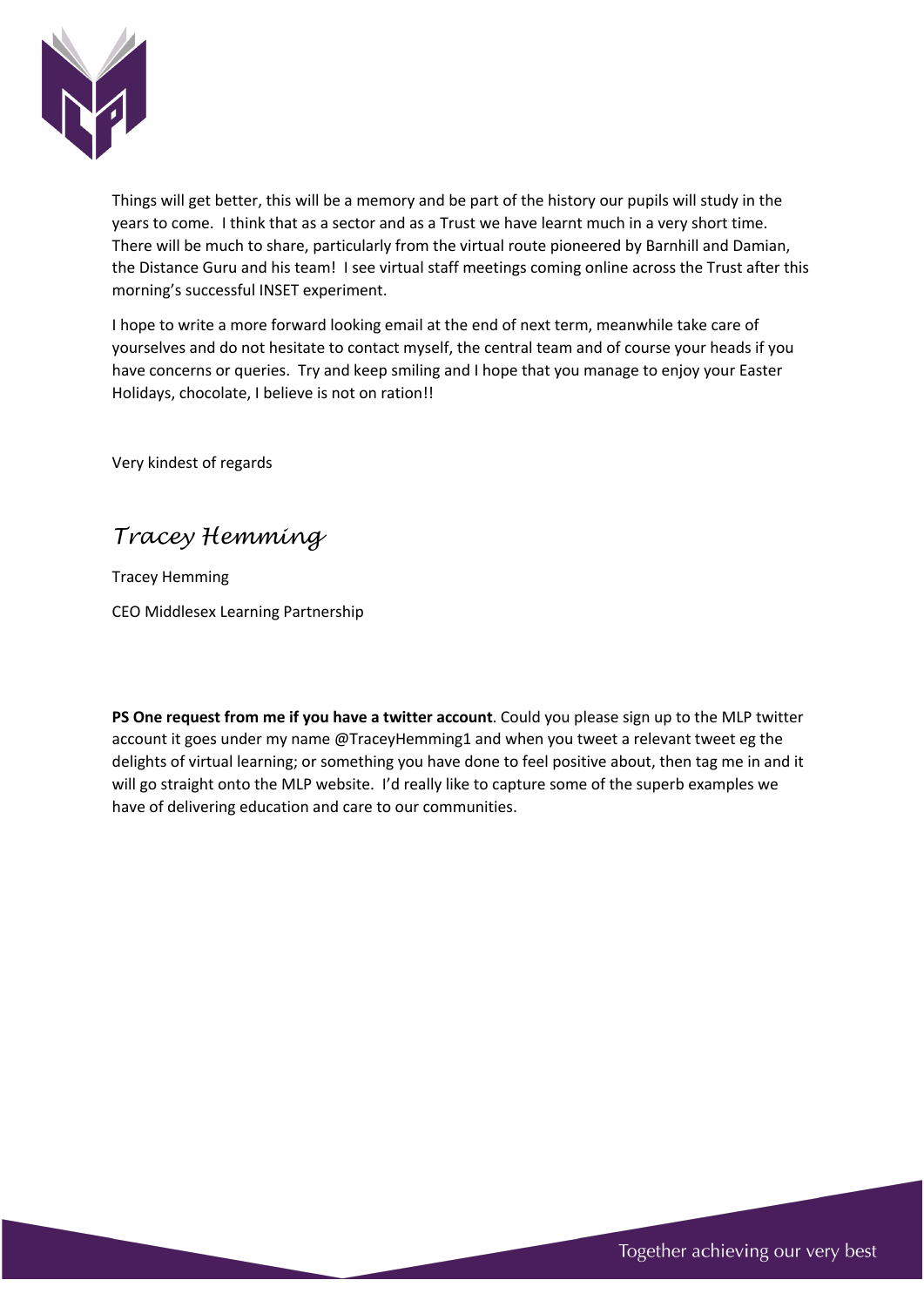Things will get better, this will be a memory and be part of the history our pupils will study in the years to come. I think that as a sector and as a Trust we have learnt much in a very short time. There will be much to share, particularly from the virtual route pioneered by Barnhill and Damian, the Distance Guru and his team! I see virtual staff meetings coming online across the Trust after this morning's successful INSET experiment.

I hope to write a more forward looking email at the end of next term, meanwhile take care of yourselves and do not hesitate to contact myself, the central team and of course your heads if you have concerns or queries. Try and keep smiling and I hope that you manage to enjoy your Easter Holidays, chocolate, I believe is not on ration!!

Very kindest of regards

*Tracey Hemming*

Tracey Hemming

CEO Middlesex Learning Partnership

**PS One request from me if you have a twitter account**. Could you please sign up to the MLP twitter account it goes under my name @TraceyHemming1 and when you tweet a relevant tweet eg the delights of virtual learning; or something you have done to feel positive about, then tag me in and it will go straight onto the MLP website. I'd really like to capture some of the superb examples we have of delivering education and care to our communities.